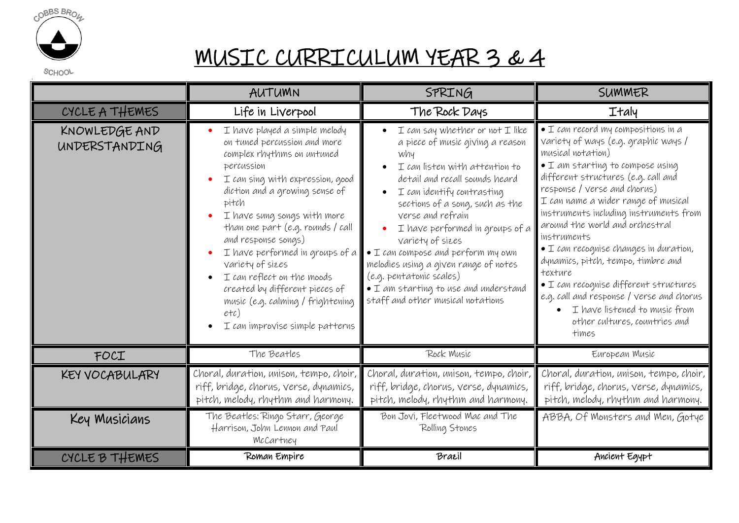COBBS BROW SCHOOL

# MUSIC CURRICULUM YEAR 3 & 4

| | AUTUMN | SPRING | SUMMER |
|---|---|---|---|
| CYCLE A THEMES | Life in Liverpool | The Rock Days | Italy |
| KNOWLEDGE AND UNDERSTANDING | • I have played a simple melody on tuned percussion and more complex rhythms on untuned percussion<br>• I can sing with expression, good diction and a growing sense of pitch<br>• I have sung songs with more than one part (e.g. rounds / call and response songs)<br>• I have performed in groups of a variety of sizes<br>• I can reflect on the moods created by different pieces of music (e.g. calming / frightening etc)<br>• I can improvise simple patterns | • I can say whether or not I like a piece of music giving a reason why<br>• I can listen with attention to detail and recall sounds heard<br>• I can identify contrasting sections of a song, such as the verse and refrain<br>• I have performed in groups of a variety of sizes<br>• I can compose and perform my own melodies using a given range of notes (e.g. pentatonic scales)<br>• I am starting to use and understand staff and other musical notations | • I can record my compositions in a variety of ways (e.g. graphic ways / musical notation)<br>• I am starting to compose using different structures (e.g. call and response / verse and chorus)<br>I can name a wider range of musical instruments including instruments from around the world and orchestral instruments<br>• I can recognise changes in duration, dynamics, pitch, tempo, timbre and texture<br>• I can recognise different structures e.g. call and response / verse and chorus<br>• I have listened to music from other cultures, countries and times |
| FOCI | The Beatles | Rock Music | European Music |
| KEY VOCABULARY | Choral, duration, unison, tempo, choir, riff, bridge, chorus, verse, dynamics, pitch, melody, rhythm and harmony. | Choral, duration, unison, tempo, choir, riff, bridge, chorus, verse, dynamics, pitch, melody, rhythm and harmony. | Choral, duration, unison, tempo, choir, riff, bridge, chorus, verse, dynamics, pitch, melody, rhythm and harmony. |
| Key Musicians | The Beatles: Ringo Starr, George Harrison, John Lennon and Paul McCartney | Bon Jovi, Fleetwood Mac and The Rolling Stones | ABBA, Of Monsters and Men, Gotye |
| CYCLE B THEMES | Roman Empire | Brazil | Ancient Egypt |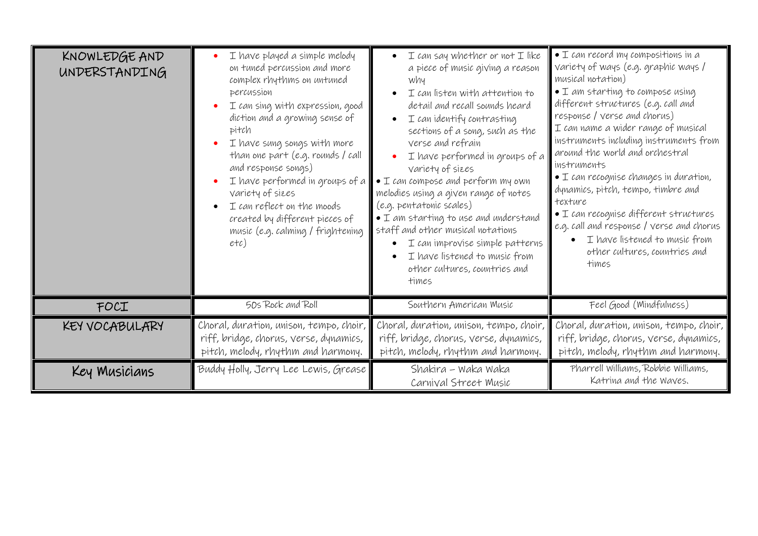| | | | |
|---|---|---|---|
| KNOWLEDGE AND UNDERSTANDING | • I have played a simple melody on tuned percussion and more complex rhythms on untuned percussion<br>• I can sing with expression, good diction and a growing sense of pitch<br>• I have sung songs with more than one part (e.g. rounds / call and response songs)<br>• I have performed in groups of a variety of sizes<br>• I can reflect on the moods created by different pieces of music (e.g. calming / frightening etc) | • I can say whether or not I like a piece of music giving a reason why<br>• I can listen with attention to detail and recall sounds heard<br>• I can identify contrasting sections of a song, such as the verse and refrain<br>• I have performed in groups of a variety of sizes<br>• I can compose and perform my own melodies using a given range of notes (e.g. pentatonic scales)<br>• I am starting to use and understand staff and other musical notations<br>• I can improvise simple patterns<br>• I have listened to music from other cultures, countries and times | • I can record my compositions in a variety of ways (e.g. graphic ways / musical notation)<br>• I am starting to compose using different structures (e.g. call and response / verse and chorus)<br>I can name a wider range of musical instruments including instruments from around the world and orchestral instruments<br>• I can recognise changes in duration, dynamics, pitch, tempo, timbre and texture<br>• I can recognise different structures e.g. call and response / verse and chorus<br>• I have listened to music from other cultures, countries and times |
| FOCI | 50s Rock and Roll | Southern American Music | Feel Good (Mindfulness) |
| KEY VOCABULARY | Choral, duration, unison, tempo, choir, riff, bridge, chorus, verse, dynamics, pitch, melody, rhythm and harmony. | Choral, duration, unison, tempo, choir, riff, bridge, chorus, verse, dynamics, pitch, melody, rhythm and harmony. | Choral, duration, unison, tempo, choir, riff, bridge, chorus, verse, dynamics, pitch, melody, rhythm and harmony. |
| Key Musicians | Buddy Holly, Jerry Lee Lewis, Grease | Shakira – Waka Waka<br>Carnival Street Music | Pharrell Williams, Robbie Williams, Katrina and the Waves. |